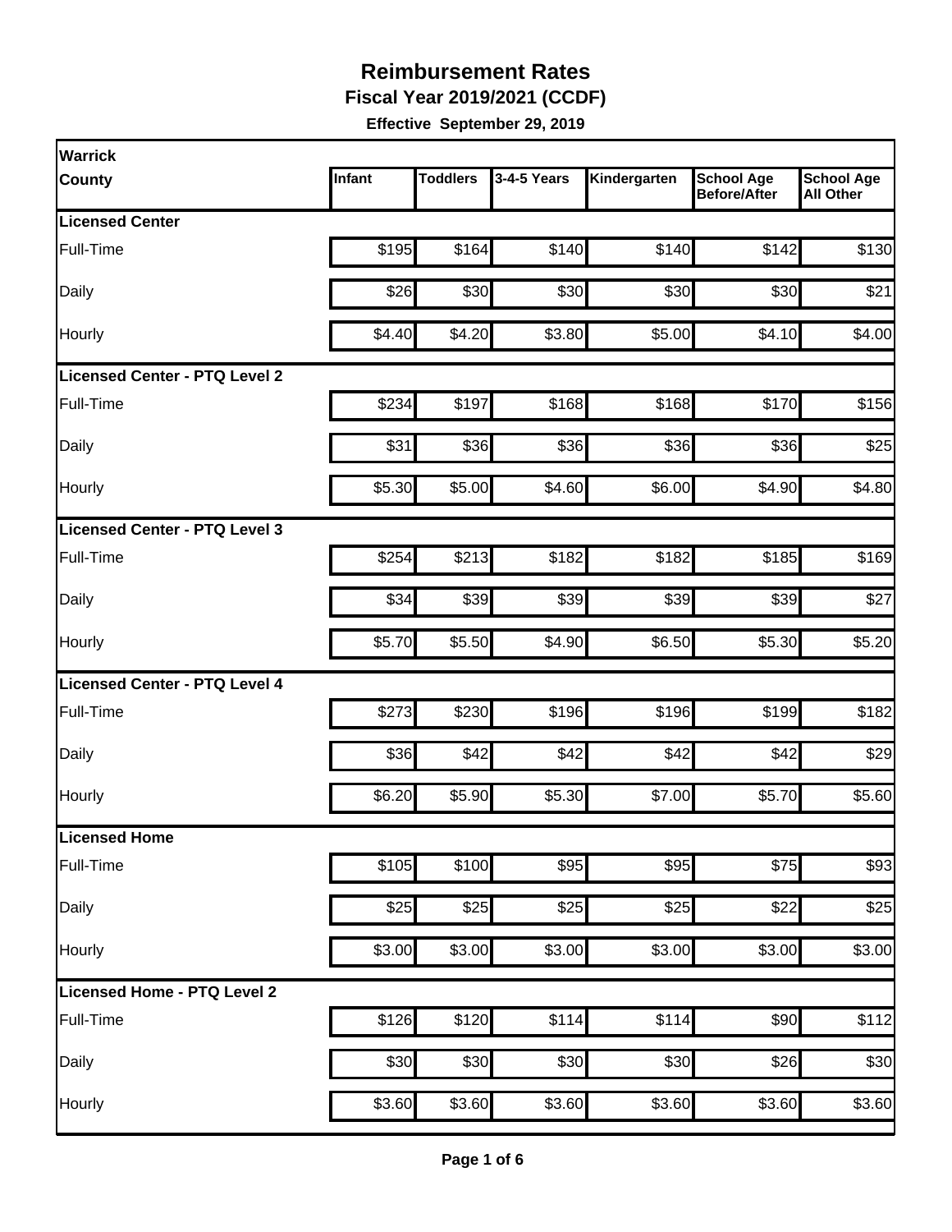# Reimbursement Rates

**Fiscal Year 2019/2021 (CCDF)**

**Effective September 29, 2019**

| Warrick County | Infant | Toddlers | 3-4-5 Years | Kindergarten | School Age Before/After | School Age All Other |
|---|---|---|---|---|---|---|
| **Licensed Center** | | | | | | |
| Full-Time | $195 | $164 | $140 | $140 | $142 | $130 |
| Daily | $26 | $30 | $30 | $30 | $30 | $21 |
| Hourly | $4.40 | $4.20 | $3.80 | $5.00 | $4.10 | $4.00 |
| **Licensed Center - PTQ Level 2** | | | | | | |
| Full-Time | $234 | $197 | $168 | $168 | $170 | $156 |
| Daily | $31 | $36 | $36 | $36 | $36 | $25 |
| Hourly | $5.30 | $5.00 | $4.60 | $6.00 | $4.90 | $4.80 |
| **Licensed Center - PTQ Level 3** | | | | | | |
| Full-Time | $254 | $213 | $182 | $182 | $185 | $169 |
| Daily | $34 | $39 | $39 | $39 | $39 | $27 |
| Hourly | $5.70 | $5.50 | $4.90 | $6.50 | $5.30 | $5.20 |
| **Licensed Center - PTQ Level 4** | | | | | | |
| Full-Time | $273 | $230 | $196 | $196 | $199 | $182 |
| Daily | $36 | $42 | $42 | $42 | $42 | $29 |
| Hourly | $6.20 | $5.90 | $5.30 | $7.00 | $5.70 | $5.60 |
| **Licensed Home** | | | | | | |
| Full-Time | $105 | $100 | $95 | $95 | $75 | $93 |
| Daily | $25 | $25 | $25 | $25 | $22 | $25 |
| Hourly | $3.00 | $3.00 | $3.00 | $3.00 | $3.00 | $3.00 |
| **Licensed Home - PTQ Level 2** | | | | | | |
| Full-Time | $126 | $120 | $114 | $114 | $90 | $112 |
| Daily | $30 | $30 | $30 | $30 | $26 | $30 |
| Hourly | $3.60 | $3.60 | $3.60 | $3.60 | $3.60 | $3.60 |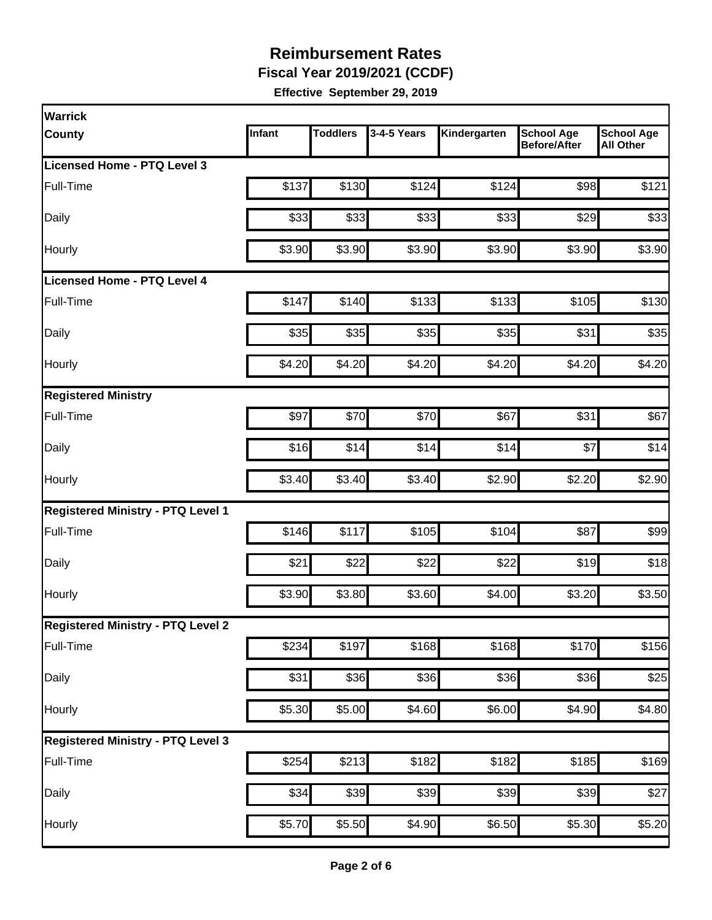# Reimbursement Rates

**Fiscal Year 2019/2021 (CCDF)**

**Effective September 29, 2019**

| Warrick County | Infant | Toddlers | 3-4-5 Years | Kindergarten | School Age Before/After | School Age All Other |
|---|---|---|---|---|---|---|
| **Licensed Home - PTQ Level 3** | | | | | | |
| Full-Time | $137 | $130 | $124 | $124 | $98 | $121 |
| Daily | $33 | $33 | $33 | $33 | $29 | $33 |
| Hourly | $3.90 | $3.90 | $3.90 | $3.90 | $3.90 | $3.90 |
| **Licensed Home - PTQ Level 4** | | | | | | |
| Full-Time | $147 | $140 | $133 | $133 | $105 | $130 |
| Daily | $35 | $35 | $35 | $35 | $31 | $35 |
| Hourly | $4.20 | $4.20 | $4.20 | $4.20 | $4.20 | $4.20 |
| **Registered Ministry** | | | | | | |
| Full-Time | $97 | $70 | $70 | $67 | $31 | $67 |
| Daily | $16 | $14 | $14 | $14 | $7 | $14 |
| Hourly | $3.40 | $3.40 | $3.40 | $2.90 | $2.20 | $2.90 |
| **Registered Ministry - PTQ Level 1** | | | | | | |
| Full-Time | $146 | $117 | $105 | $104 | $87 | $99 |
| Daily | $21 | $22 | $22 | $22 | $19 | $18 |
| Hourly | $3.90 | $3.80 | $3.60 | $4.00 | $3.20 | $3.50 |
| **Registered Ministry - PTQ Level 2** | | | | | | |
| Full-Time | $234 | $197 | $168 | $168 | $170 | $156 |
| Daily | $31 | $36 | $36 | $36 | $36 | $25 |
| Hourly | $5.30 | $5.00 | $4.60 | $6.00 | $4.90 | $4.80 |
| **Registered Ministry - PTQ Level 3** | | | | | | |
| Full-Time | $254 | $213 | $182 | $182 | $185 | $169 |
| Daily | $34 | $39 | $39 | $39 | $39 | $27 |
| Hourly | $5.70 | $5.50 | $4.90 | $6.50 | $5.30 | $5.20 |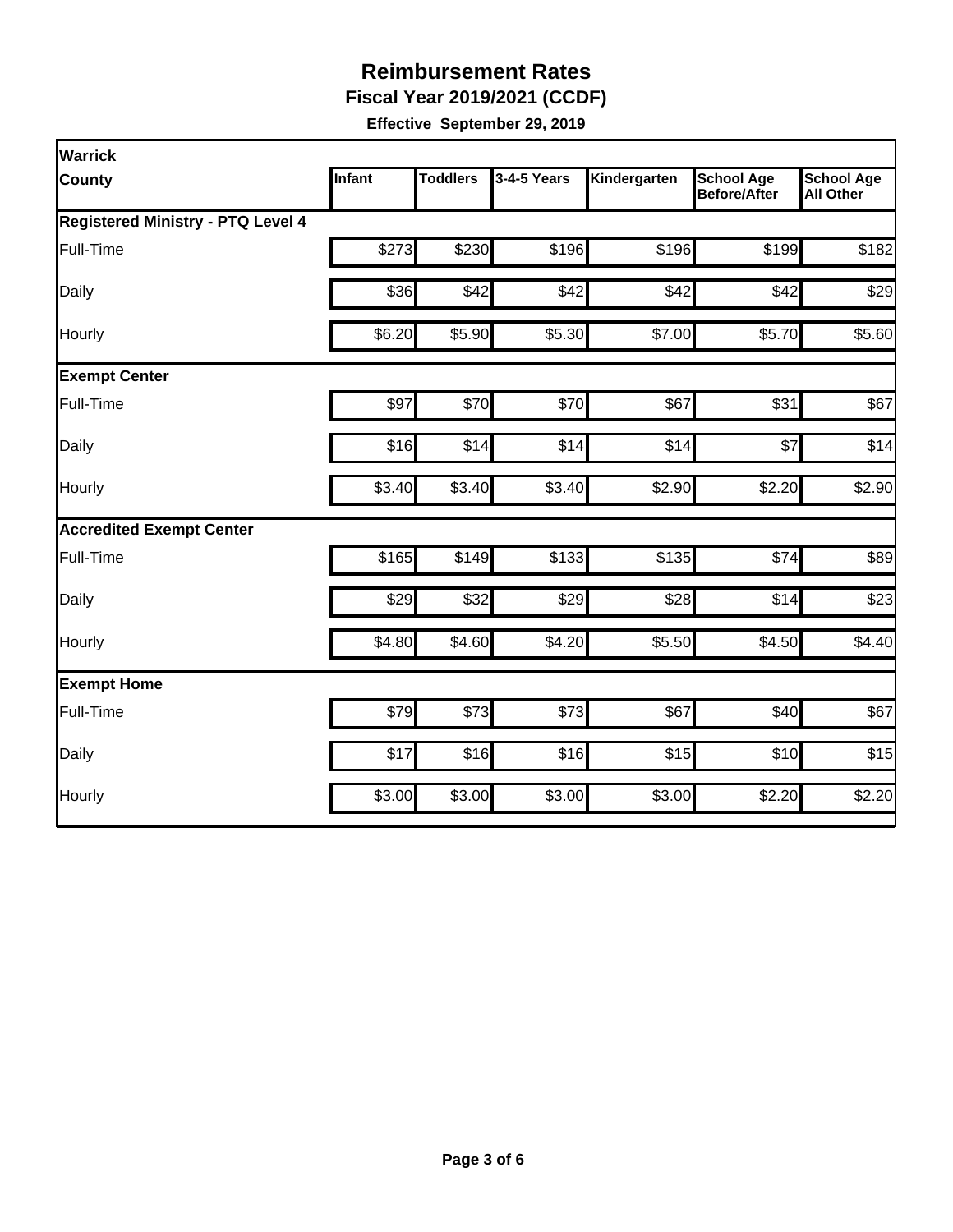# Reimbursement Rates

**Fiscal Year 2019/2021 (CCDF)**

**Effective September 29, 2019**

| Warrick County | Infant | Toddlers | 3-4-5 Years | Kindergarten | School Age Before/After | School Age All Other |
|---|---|---|---|---|---|---|
| **Registered Ministry - PTQ Level 4** | | | | | | |
| Full-Time | $273 | $230 | $196 | $196 | $199 | $182 |
| Daily | $36 | $42 | $42 | $42 | $42 | $29 |
| Hourly | $6.20 | $5.90 | $5.30 | $7.00 | $5.70 | $5.60 |
| **Exempt Center** | | | | | | |
| Full-Time | $97 | $70 | $70 | $67 | $31 | $67 |
| Daily | $16 | $14 | $14 | $14 | $7 | $14 |
| Hourly | $3.40 | $3.40 | $3.40 | $2.90 | $2.20 | $2.90 |
| **Accredited Exempt Center** | | | | | | |
| Full-Time | $165 | $149 | $133 | $135 | $74 | $89 |
| Daily | $29 | $32 | $29 | $28 | $14 | $23 |
| Hourly | $4.80 | $4.60 | $4.20 | $5.50 | $4.50 | $4.40 |
| **Exempt Home** | | | | | | |
| Full-Time | $79 | $73 | $73 | $67 | $40 | $67 |
| Daily | $17 | $16 | $16 | $15 | $10 | $15 |
| Hourly | $3.00 | $3.00 | $3.00 | $3.00 | $2.20 | $2.20 |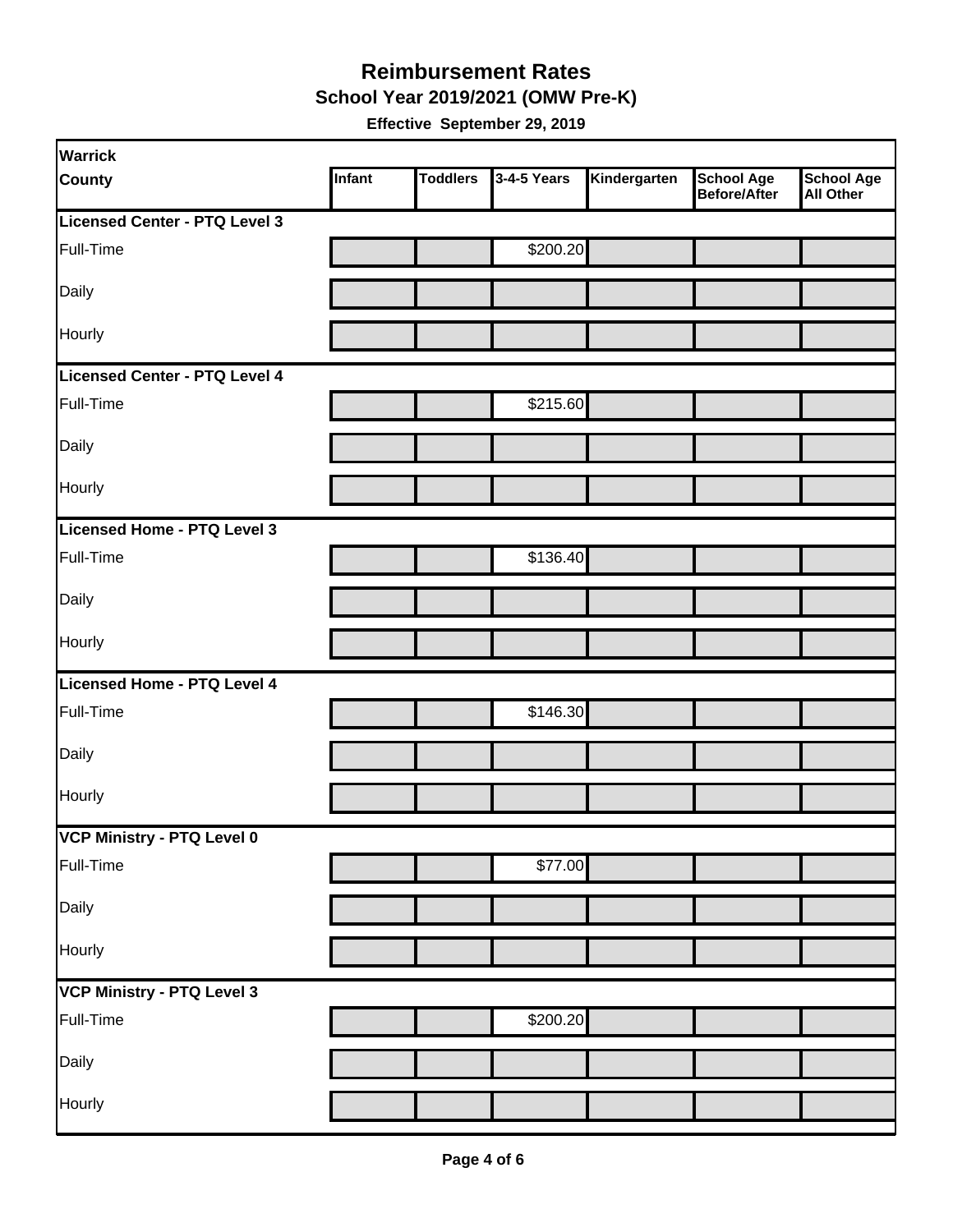# Reimbursement Rates

## School Year 2019/2021 (OMW Pre-K)

**Effective September 29, 2019**

| Warrick County | Infant | Toddlers | 3-4-5 Years | Kindergarten | School Age Before/After | School Age All Other |
|---|---|---|---|---|---|---|
| **Licensed Center - PTQ Level 3** | | | | | | |
| Full-Time | | | $200.20 | | | |
| Daily | | | | | | |
| Hourly | | | | | | |
| **Licensed Center - PTQ Level 4** | | | | | | |
| Full-Time | | | $215.60 | | | |
| Daily | | | | | | |
| Hourly | | | | | | |
| **Licensed Home - PTQ Level 3** | | | | | | |
| Full-Time | | | $136.40 | | | |
| Daily | | | | | | |
| Hourly | | | | | | |
| **Licensed Home - PTQ Level 4** | | | | | | |
| Full-Time | | | $146.30 | | | |
| Daily | | | | | | |
| Hourly | | | | | | |
| **VCP Ministry - PTQ Level 0** | | | | | | |
| Full-Time | | | $77.00 | | | |
| Daily | | | | | | |
| Hourly | | | | | | |
| **VCP Ministry - PTQ Level 3** | | | | | | |
| Full-Time | | | $200.20 | | | |
| Daily | | | | | | |
| Hourly | | | | | | |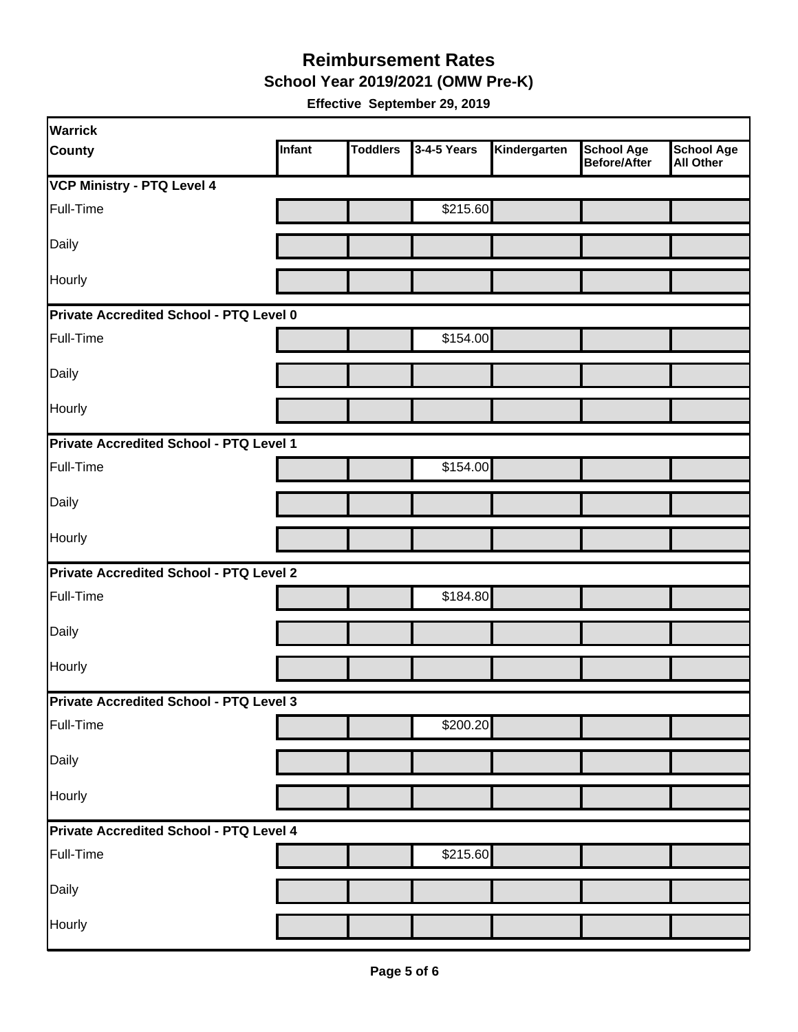# Reimbursement Rates

## School Year 2019/2021 (OMW Pre-K)

**Effective September 29, 2019**

| Warrick County | Infant | Toddlers | 3-4-5 Years | Kindergarten | School Age Before/After | School Age All Other |
|---|---|---|---|---|---|---|
| **VCP Ministry - PTQ Level 4** | | | | | | |
| Full-Time | | | $215.60 | | | |
| Daily | | | | | | |
| Hourly | | | | | | |
| **Private Accredited School - PTQ Level 0** | | | | | | |
| Full-Time | | | $154.00 | | | |
| Daily | | | | | | |
| Hourly | | | | | | |
| **Private Accredited School - PTQ Level 1** | | | | | | |
| Full-Time | | | $154.00 | | | |
| Daily | | | | | | |
| Hourly | | | | | | |
| **Private Accredited School - PTQ Level 2** | | | | | | |
| Full-Time | | | $184.80 | | | |
| Daily | | | | | | |
| Hourly | | | | | | |
| **Private Accredited School - PTQ Level 3** | | | | | | |
| Full-Time | | | $200.20 | | | |
| Daily | | | | | | |
| Hourly | | | | | | |
| **Private Accredited School - PTQ Level 4** | | | | | | |
| Full-Time | | | $215.60 | | | |
| Daily | | | | | | |
| Hourly | | | | | | |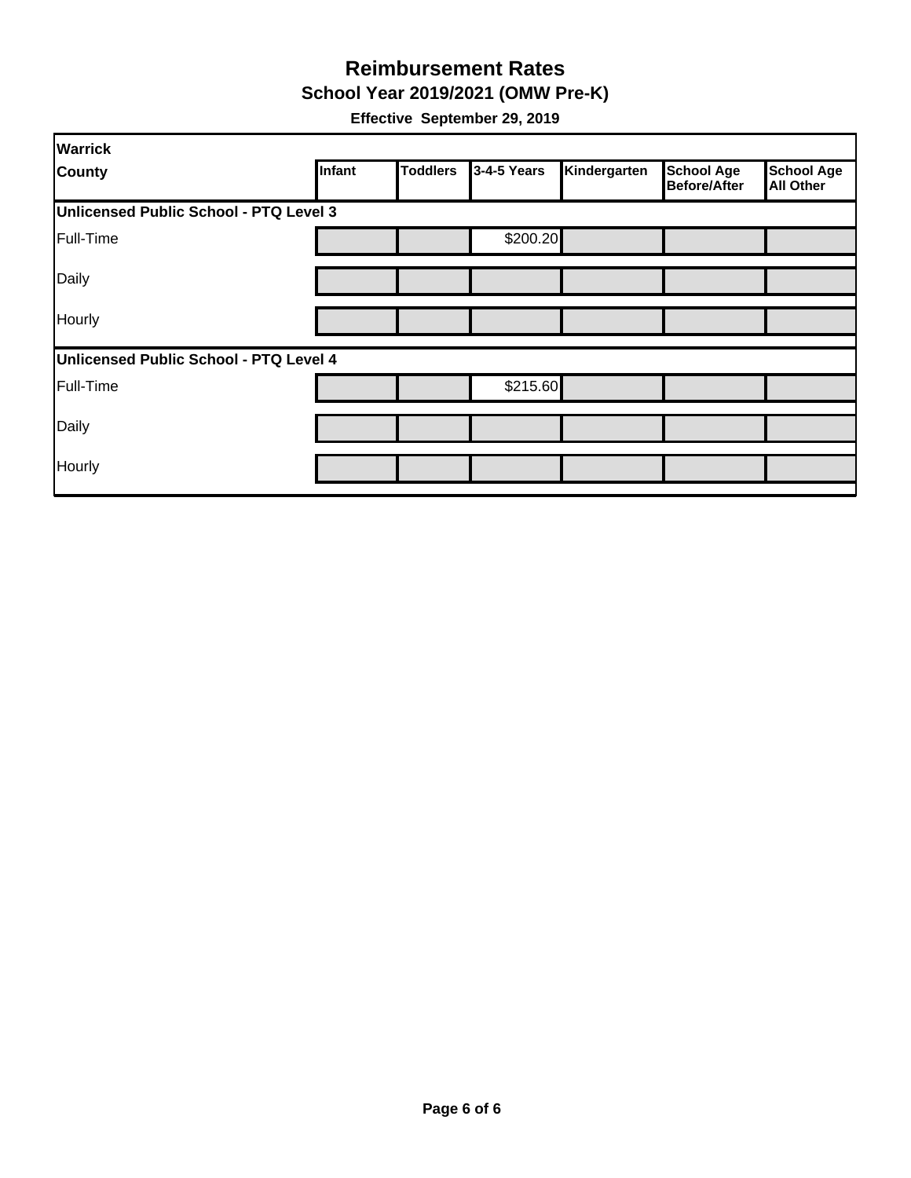# Reimbursement Rates

## School Year 2019/2021 (OMW Pre-K)

**Effective September 29, 2019**

| Warrick<br>County | Infant | Toddlers | 3-4-5 Years | Kindergarten | School Age Before/After | School Age All Other |
|---|---|---|---|---|---|---|
| **Unlicensed Public School - PTQ Level 3** | | | | | | |
| Full-Time | | | $200.20 | | | |
| Daily | | | | | | |
| Hourly | | | | | | |
| **Unlicensed Public School - PTQ Level 4** | | | | | | |
| Full-Time | | | $215.60 | | | |
| Daily | | | | | | |
| Hourly | | | | | | |